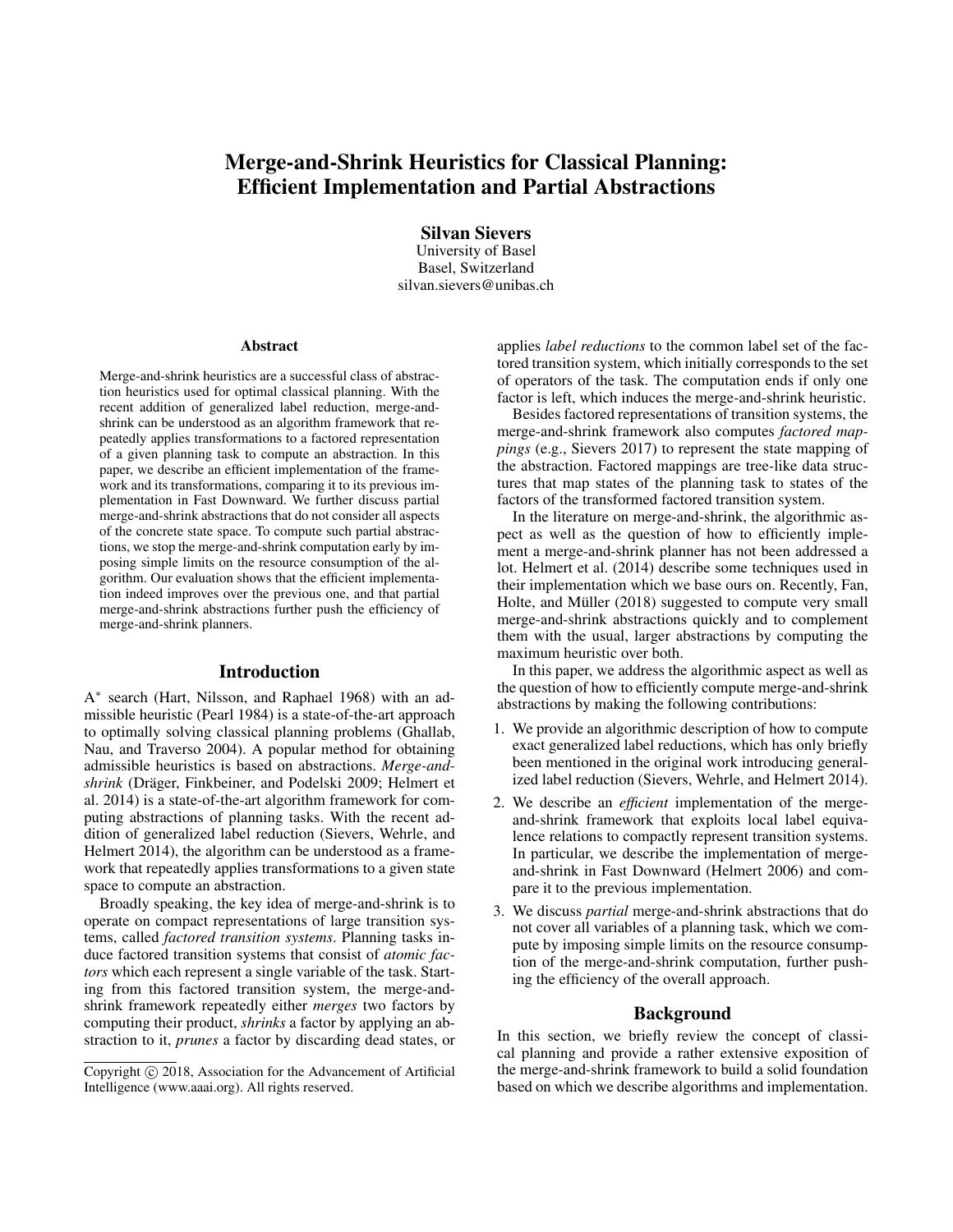# Merge-and-Shrink Heuristics for Classical Planning: Efficient Implementation and Partial Abstractions

**Silvan Sievers**
University of Basel
Basel, Switzerland
silvan.sievers@unibas.ch

## Abstract

Merge-and-shrink heuristics are a successful class of abstraction heuristics used for optimal classical planning. With the recent addition of generalized label reduction, merge-and-shrink can be understood as an algorithm framework that repeatedly applies transformations to a factored representation of a given planning task to compute an abstraction. In this paper, we describe an efficient implementation of the framework and its transformations, comparing it to its previous implementation in Fast Downward. We further discuss partial merge-and-shrink abstractions that do not consider all aspects of the concrete state space. To compute such partial abstractions, we stop the merge-and-shrink computation early by imposing simple limits on the resource consumption of the algorithm. Our evaluation shows that the efficient implementation indeed improves over the previous one, and that partial merge-and-shrink abstractions further push the efficiency of merge-and-shrink planners.

## Introduction

A$^*$ search (Hart, Nilsson, and Raphael 1968) with an admissible heuristic (Pearl 1984) is a state-of-the-art approach to optimally solving classical planning problems (Ghallab, Nau, and Traverso 2004). A popular method for obtaining admissible heuristics is based on abstractions. *Merge-and-shrink* (Dräger, Finkbeiner, and Podelski 2009; Helmert et al. 2014) is a state-of-the-art algorithm framework for computing abstractions of planning tasks. With the recent addition of generalized label reduction (Sievers, Wehrle, and Helmert 2014), the algorithm can be understood as a framework that repeatedly applies transformations to a given state space to compute an abstraction.

Broadly speaking, the key idea of merge-and-shrink is to operate on compact representations of large transition systems, called *factored transition systems*. Planning tasks induce factored transition systems that consist of *atomic factors* which each represent a single variable of the task. Starting from this factored transition system, the merge-and-shrink framework repeatedly either *merges* two factors by computing their product, *shrinks* a factor by applying an abstraction to it, *prunes* a factor by discarding dead states, or applies *label reductions* to the common label set of the factored transition system, which initially corresponds to the set of operators of the task. The computation ends if only one factor is left, which induces the merge-and-shrink heuristic.

Besides factored representations of transition systems, the merge-and-shrink framework also computes *factored mappings* (e.g., Sievers 2017) to represent the state mapping of the abstraction. Factored mappings are tree-like data structures that map states of the planning task to states of the factors of the transformed factored transition system.

In the literature on merge-and-shrink, the algorithmic aspect as well as the question of how to efficiently implement a merge-and-shrink planner has not been addressed a lot. Helmert et al. (2014) describe some techniques used in their implementation which we base ours on. Recently, Fan, Holte, and Müller (2018) suggested to compute very small merge-and-shrink abstractions quickly and to complement them with the usual, larger abstractions by computing the maximum heuristic over both.

In this paper, we address the algorithmic aspect as well as the question of how to efficiently compute merge-and-shrink abstractions by making the following contributions:

1. We provide an algorithmic description of how to compute exact generalized label reductions, which has only briefly been mentioned in the original work introducing generalized label reduction (Sievers, Wehrle, and Helmert 2014).
2. We describe an *efficient* implementation of the merge-and-shrink framework that exploits local label equivalence relations to compactly represent transition systems. In particular, we describe the implementation of merge-and-shrink in Fast Downward (Helmert 2006) and compare it to the previous implementation.
3. We discuss *partial* merge-and-shrink abstractions that do not cover all variables of a planning task, which we compute by imposing simple limits on the resource consumption of the merge-and-shrink computation, further pushing the efficiency of the overall approach.

## Background

In this section, we briefly review the concept of classical planning and provide a rather extensive exposition of the merge-and-shrink framework to build a solid foundation based on which we describe algorithms and implementation.

Copyright © 2018, Association for the Advancement of Artificial Intelligence (www.aaai.org). All rights reserved.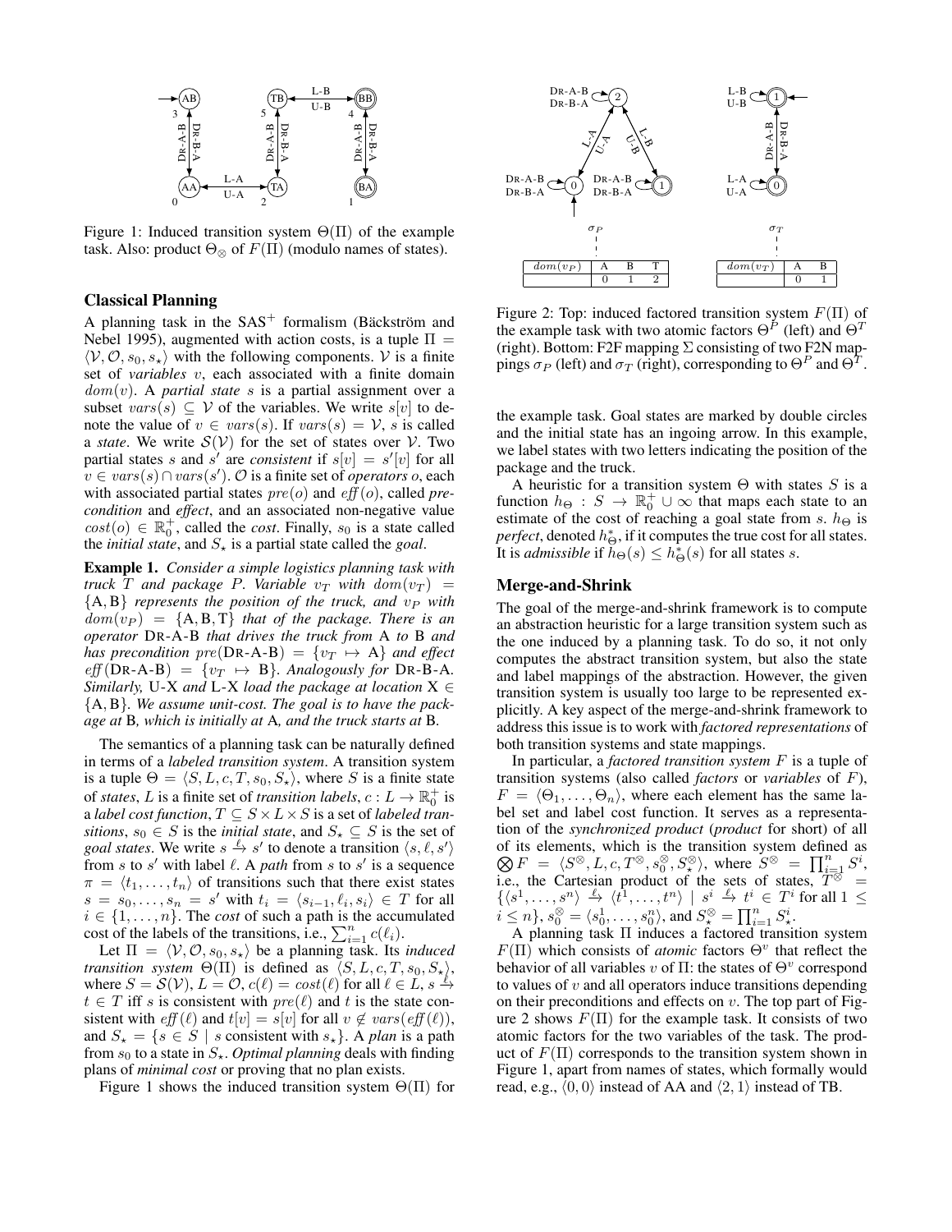Figure 1: Induced transition system $\Theta(\Pi)$ of the example task. Also: product $\Theta_\otimes$ of $F(\Pi)$ (modulo names of states).

### Classical Planning

A planning task in the SAS$^+$ formalism (Bäckström and Nebel 1995), augmented with action costs, is a tuple $\Pi = \langle \mathcal{V}, \mathcal{O}, s_0, s_\star \rangle$ with the following components. $\mathcal{V}$ is a finite set of *variables* $v$, each associated with a finite domain $dom(v)$. A *partial state* $s$ is a partial assignment over a subset $vars(s) \subseteq \mathcal{V}$ of the variables. We write $s[v]$ to denote the value of $v \in vars(s)$. If $vars(s) = \mathcal{V}$, $s$ is called a *state*. We write $\mathcal{S}(\mathcal{V})$ for the set of states over $\mathcal{V}$. Two partial states $s$ and $s'$ are *consistent* if $s[v] = s'[v]$ for all $v \in vars(s) \cap vars(s')$. $\mathcal{O}$ is a finite set of *operators* $o$, each with associated partial states $pre(o)$ and $eff(o)$, called *precondition* and *effect*, and an associated non-negative value $cost(o) \in \mathbb{R}_0^+$, called the *cost*. Finally, $s_0$ is a state called the *initial state*, and $S_\star$ is a partial state called the *goal*.

**Example 1.** *Consider a simple logistics planning task with truck $T$ and package $P$. Variable $v_T$ with $dom(v_T) = \{\mathrm{A}, \mathrm{B}\}$ represents the position of the truck, and $v_P$ with $dom(v_P) = \{\mathrm{A}, \mathrm{B}, \mathrm{T}\}$ that of the package. There is an operator* DR-A-B *that drives the truck from* A *to* B *and has precondition $pre(\text{DR-A-B}) = \{v_T \mapsto \mathrm{A}\}$ and effect $eff(\text{DR-A-B}) = \{v_T \mapsto \mathrm{B}\}$. Analogously for* DR-B-A*. Similarly,* U-X *and* L-X *load the package at location* X $\in \{\mathrm{A}, \mathrm{B}\}$*. We assume unit-cost. The goal is to have the package at* B*, which is initially at* A*, and the truck starts at* B.

The semantics of a planning task can be naturally defined in terms of a *labeled transition system*. A transition system is a tuple $\Theta = \langle S, L, c, T, s_0, S_\star \rangle$, where $S$ is a finite state of *states*, $L$ is a finite set of *transition labels*, $c : L \to \mathbb{R}_0^+$ is a *label cost function*, $T \subseteq S \times L \times S$ is a set of *labeled transitions*, $s_0 \in S$ is the *initial state*, and $S_\star \subseteq S$ is the set of *goal states*. We write $s \xrightarrow{\ell} s'$ to denote a transition $\langle s, \ell, s' \rangle$ from $s$ to $s'$ with label $\ell$. A *path* from $s$ to $s'$ is a sequence $\pi = \langle t_1, \dots, t_n \rangle$ of transitions such that there exist states $s = s_0, \dots, s_n = s'$ with $t_i = \langle s_{i-1}, \ell_i, s_i \rangle \in T$ for all $i \in \{1, \dots, n\}$. The *cost* of such a path is the accumulated cost of the labels of the transitions, i.e., $\sum_{i=1}^n c(\ell_i)$.

Let $\Pi = \langle \mathcal{V}, \mathcal{O}, s_0, s_\star \rangle$ be a planning task. Its *induced transition system* $\Theta(\Pi)$ is defined as $\langle S, L, c, T, s_0, S_\star \rangle$, where $S = \mathcal{S}(\mathcal{V})$, $L = \mathcal{O}$, $c(\ell) = cost(\ell)$ for all $\ell \in L$, $s \xrightarrow{\ell} t \in T$ iff $s$ is consistent with $pre(\ell)$ and $t$ is the state consistent with $eff(\ell)$ and $t[v] = s[v]$ for all $v \notin vars(eff(\ell))$, and $S_\star = \{s \in S \mid s \text{ consistent with } s_\star\}$. A *plan* is a path from $s_0$ to a state in $S_\star$. *Optimal planning* deals with finding plans of *minimal cost* or proving that no plan exists.

Figure 1 shows the induced transition system $\Theta(\Pi)$ for the example task. Goal states are marked by double circles and the initial state has an ingoing arrow. In this example, we label states with two letters indicating the position of the package and the truck.

Figure 2: Top: induced factored transition system $F(\Pi)$ of the example task with two atomic factors $\Theta^P$ (left) and $\Theta^T$ (right). Bottom: F2F mapping $\Sigma$ consisting of two F2N mappings $\sigma_P$ (left) and $\sigma_T$ (right), corresponding to $\Theta^P$ and $\Theta^T$.

A heuristic for a transition system $\Theta$ with states $S$ is a function $h_\Theta : S \to \mathbb{R}_0^+ \cup \infty$ that maps each state to an estimate of the cost of reaching a goal state from $s$. $h_\Theta$ is *perfect*, denoted $h^*_\Theta$, if it computes the true cost for all states. It is *admissible* if $h_\Theta(s) \leq h^*_\Theta(s)$ for all states $s$.

### Merge-and-Shrink

The goal of the merge-and-shrink framework is to compute an abstraction heuristic for a large transition system such as the one induced by a planning task. To do so, it not only computes the abstract transition system, but also the state and label mappings of the abstraction. However, the given transition system is usually too large to be represented explicitly. A key aspect of the merge-and-shrink framework to address this issue is to work with *factored representations* of both transition systems and state mappings.

In particular, a *factored transition system* $F$ is a tuple of transition systems (also called *factors* or *variables* of $F$), $F = \langle \Theta_1, \dots, \Theta_n \rangle$, where each element has the same label set and label cost function. It serves as a representation of the *synchronized product* (*product* for short) of all of its elements, which is the transition system defined as $\bigotimes F = \langle S^\otimes, L, c, T^\otimes, s_0^\otimes, S_\star^\otimes \rangle$, where $S^\otimes = \prod_{i=1}^n S^i$, i.e., the Cartesian product of the sets of states, $T^\otimes = \{\langle s^1, \dots, s^n \rangle \xrightarrow{\ell} \langle t^1, \dots, t^n \rangle \mid s^i \xrightarrow{\ell} t^i \in T^i \text{ for all } 1 \leq i \leq n\}$, $s_0^\otimes = \langle s_0^1, \dots, s_0^n \rangle$, and $S_\star^\otimes = \prod_{i=1}^n S_\star^i$.

A planning task $\Pi$ induces a factored transition system $F(\Pi)$ which consists of *atomic* factors $\Theta^v$ that reflect the behavior of all variables $v$ of $\Pi$: the states of $\Theta^v$ correspond to values of $v$ and all operators induce transitions depending on their preconditions and effects on $v$. The top part of Figure 2 shows $F(\Pi)$ for the example task. It consists of two atomic factors for the two variables of the task. The product of $F(\Pi)$ corresponds to the transition system shown in Figure 1, apart from names of states, which formally would read, e.g., $\langle 0, 0 \rangle$ instead of AA and $\langle 2, 1 \rangle$ instead of TB.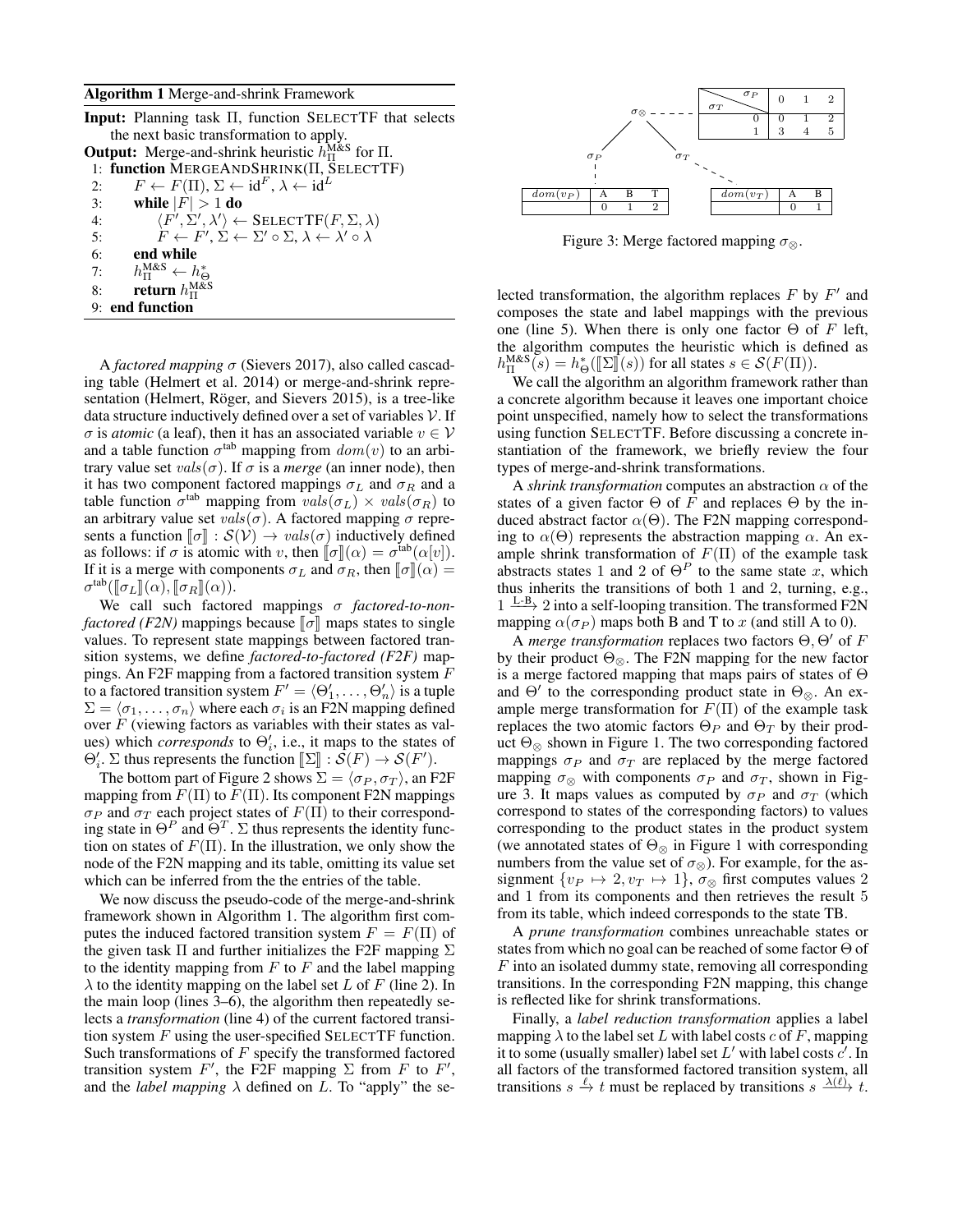**Algorithm 1** Merge-and-shrink Framework

**Input:** Planning task $\Pi$, function SELECTTF that selects the next basic transformation to apply.
**Output:** Merge-and-shrink heuristic $h^{\text{M\&S}}_{\Pi}$ for $\Pi$.

```
1: function MERGEANDSHRINK(Π, SELECTTF)
2:     F ← F(Π), Σ ← id^F, λ ← id^L
3:     while |F| > 1 do
4:         ⟨F', Σ', λ'⟩ ← SELECTTF(F, Σ, λ)
5:         F ← F', Σ ← Σ' ∘ Σ, λ ← λ' ∘ λ
6:     end while
7:     h_Π^M&S ← h*_Θ
8:     return h_Π^M&S
9: end function
```

A *factored mapping* $\sigma$ (Sievers 2017), also called cascading table (Helmert et al. 2014) or merge-and-shrink representation (Helmert, Röger, and Sievers 2015), is a tree-like data structure inductively defined over a set of variables $\mathcal{V}$. If $\sigma$ is *atomic* (a leaf), then it has an associated variable $v \in \mathcal{V}$ and a table function $\sigma^{\text{tab}}$ mapping from $dom(v)$ to an arbitrary value set $vals(\sigma)$. If $\sigma$ is a *merge* (an inner node), then it has two component factored mappings $\sigma_L$ and $\sigma_R$ and a table function $\sigma^{\text{tab}}$ mapping from $vals(\sigma_L) \times vals(\sigma_R)$ to an arbitrary value set $vals(\sigma)$. A factored mapping $\sigma$ represents a function $[\![\sigma]\!] : \mathcal{S}(\mathcal{V}) \to vals(\sigma)$ inductively defined as follows: if $\sigma$ is atomic with $v$, then $[\![\sigma]\!](\alpha) = \sigma^{\text{tab}}(\alpha[v])$. If it is a merge with components $\sigma_L$ and $\sigma_R$, then $[\![\sigma]\!](\alpha) = \sigma^{\text{tab}}([\![\sigma_L]\!](\alpha), [\![\sigma_R]\!](\alpha))$.

We call such factored mappings $\sigma$ *factored-to-nonfactored (F2N)* mappings because $[\![\sigma]\!]$ maps states to single values. To represent state mappings between factored transition systems, we define *factored-to-factored (F2F)* mappings. An F2F mapping from a factored transition system $F$ to a factored transition system $F' = \langle \Theta'_1, \dots, \Theta'_n \rangle$ is a tuple $\Sigma = \langle \sigma_1, \dots, \sigma_n \rangle$ where each $\sigma_i$ is an F2N mapping defined over $F$ (viewing factors as variables with their states as values) which *corresponds* to $\Theta'_i$, i.e., it maps to the states of $\Theta'_i$. $\Sigma$ thus represents the function $[\![\Sigma]\!] : \mathcal{S}(F) \to \mathcal{S}(F')$.

The bottom part of Figure 2 shows $\Sigma = \langle \sigma_P, \sigma_T \rangle$, an F2F mapping from $F(\Pi)$ to $F(\Pi)$. Its component F2N mappings $\sigma_P$ and $\sigma_T$ each project states of $F(\Pi)$ to their corresponding state in $\Theta^P$ and $\Theta^T$. $\Sigma$ thus represents the identity function on states of $F(\Pi)$. In the illustration, we only show the node of the F2N mapping and its table, omitting its value set which can be inferred from the the entries of the table.

We now discuss the pseudo-code of the merge-and-shrink framework shown in Algorithm 1. The algorithm first computes the induced factored transition system $F = F(\Pi)$ of the given task $\Pi$ and further initializes the F2F mapping $\Sigma$ to the identity mapping from $F$ to $F$ and the label mapping $\lambda$ to the identity mapping on the label set $L$ of $F$ (line 2). In the main loop (lines 3–6), the algorithm then repeatedly selects a *transformation* (line 4) of the current factored transition system $F$ using the user-specified SELECTTF function. Such transformations of $F$ specify the transformed factored transition system $F'$, the F2F mapping $\Sigma$ from $F$ to $F'$, and the *label mapping* $\lambda$ defined on $L$. To "apply" the selected transformation, the algorithm replaces $F$ by $F'$ and composes the state and label mappings with the previous one (line 5). When there is only one factor $\Theta$ of $F$ left, the algorithm computes the heuristic which is defined as $h^{\text{M\&S}}_{\Pi}(s) = h^*_{\Theta}([\![\Sigma]\!](s))$ for all states $s \in \mathcal{S}(F(\Pi))$.

$\sigma_\otimes$ table:

| $\sigma_T$ \ $\sigma_P$ | 0 | 1 | 2 |
|---|---|---|---|
| 0 | 0 | 1 | 2 |
| 1 | 3 | 4 | 5 |

$\sigma_P$ table:

| $dom(v_P)$ | A | B | T |
|---|---|---|---|
| | 0 | 1 | 2 |

$\sigma_T$ table:

| $dom(v_T)$ | A | B |
|---|---|---|
| | 0 | 1 |

Figure 3: Merge factored mapping $\sigma_\otimes$.

We call the algorithm an algorithm framework rather than a concrete algorithm because it leaves one important choice point unspecified, namely how to select the transformations using function SELECTTF. Before discussing a concrete instantiation of the framework, we briefly review the four types of merge-and-shrink transformations.

A *shrink transformation* computes an abstraction $\alpha$ of the states of a given factor $\Theta$ of $F$ and replaces $\Theta$ by the induced abstract factor $\alpha(\Theta)$. The F2N mapping corresponding to $\alpha(\Theta)$ represents the abstraction mapping $\alpha$. An example shrink transformation of $F(\Pi)$ of the example task abstracts states 1 and 2 of $\Theta^P$ to the same state $x$, which thus inherits the transitions of both 1 and 2, turning, e.g., $1 \xrightarrow{\text{L-B}} 2$ into a self-looping transition. The transformed F2N mapping $\alpha(\sigma_P)$ maps both B and T to $x$ (and still A to 0).

A *merge transformation* replaces two factors $\Theta, \Theta'$ of $F$ by their product $\Theta_\otimes$. The F2N mapping for the new factor is a merge factored mapping that maps pairs of states of $\Theta$ and $\Theta'$ to the corresponding product state in $\Theta_\otimes$. An example merge transformation for $F(\Pi)$ of the example task replaces the two atomic factors $\Theta_P$ and $\Theta_T$ by their product $\Theta_\otimes$ shown in Figure 1. The two corresponding factored mappings $\sigma_P$ and $\sigma_T$ are replaced by the merge factored mapping $\sigma_\otimes$ with components $\sigma_P$ and $\sigma_T$, shown in Figure 3. It maps values as computed by $\sigma_P$ and $\sigma_T$ (which correspond to states of the corresponding factors) to values corresponding to the product states in the product system (we annotated states of $\Theta_\otimes$ in Figure 1 with corresponding numbers from the value set of $\sigma_\otimes$). For example, for the assignment $\{v_P \mapsto 2, v_T \mapsto 1\}$, $\sigma_\otimes$ first computes values 2 and 1 from its components and then retrieves the result 5 from its table, which indeed corresponds to the state TB.

A *prune transformation* combines unreachable states or states from which no goal can be reached of some factor $\Theta$ of $F$ into an isolated dummy state, removing all corresponding transitions. In the corresponding F2N mapping, this change is reflected like for shrink transformations.

Finally, a *label reduction transformation* applies a label mapping $\lambda$ to the label set $L$ with label costs $c$ of $F$, mapping it to some (usually smaller) label set $L'$ with label costs $c'$. In all factors of the transformed factored transition system, all transitions $s \xrightarrow{\ell} t$ must be replaced by transitions $s \xrightarrow{\lambda(\ell)} t$.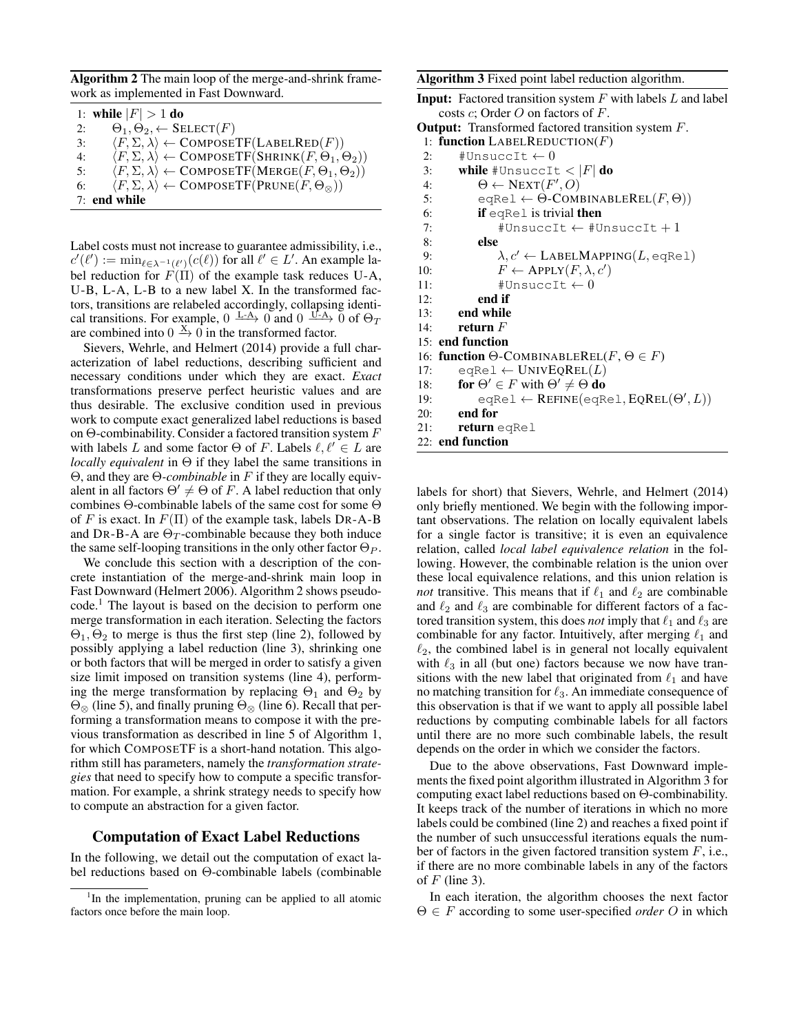**Algorithm 2** The main loop of the merge-and-shrink framework as implemented in Fast Downward.

```
1: while |F| > 1 do
2:     Θ1, Θ2, ← SELECT(F)
3:     ⟨F, Σ, λ⟩ ← COMPOSETF(LABELRED(F))
4:     ⟨F, Σ, λ⟩ ← COMPOSETF(SHRINK(F, Θ1, Θ2))
5:     ⟨F, Σ, λ⟩ ← COMPOSETF(MERGE(F, Θ1, Θ2))
6:     ⟨F, Σ, λ⟩ ← COMPOSETF(PRUNE(F, Θ⊗))
7: end while
```

Label costs must not increase to guarantee admissibility, i.e., $c'(\ell') := \min_{\ell \in \lambda^{-1}(\ell')}(c(\ell))$ for all $\ell' \in L'$. An example label reduction for $F(\Pi)$ of the example task reduces U-A, U-B, L-A, L-B to a new label X. In the transformed factors, transitions are relabeled accordingly, collapsing identical transitions. For example, $0 \xrightarrow{\text{L-A}} 0$ and $0 \xrightarrow{\text{U-A}} 0$ of $\Theta_T$ are combined into $0 \xrightarrow{\text{X}} 0$ in the transformed factor.

Sievers, Wehrle, and Helmert (2014) provide a full characterization of label reductions, describing sufficient and necessary conditions under which they are exact. *Exact* transformations preserve perfect heuristic values and are thus desirable. The exclusive condition used in previous work to compute exact generalized label reductions is based on Θ-combinability. Consider a factored transition system $F$ with labels $L$ and some factor $\Theta$ of $F$. Labels $\ell, \ell' \in L$ are *locally equivalent* in $\Theta$ if they label the same transitions in $\Theta$, and they are *$\Theta$-combinable* in $F$ if they are locally equivalent in all factors $\Theta' \neq \Theta$ of $F$. A label reduction that only combines $\Theta$-combinable labels of the same cost for some $\Theta$ of $F$ is exact. In $F(\Pi)$ of the example task, labels DR-A-B and DR-B-A are $\Theta_T$-combinable because they both induce the same self-looping transitions in the only other factor $\Theta_P$.

We conclude this section with a description of the concrete instantiation of the merge-and-shrink main loop in Fast Downward (Helmert 2006). Algorithm 2 shows pseudocode.[1] The layout is based on the decision to perform one merge transformation in each iteration. Selecting the factors $\Theta_1, \Theta_2$ to merge is thus the first step (line 2), followed by possibly applying a label reduction (line 3), shrinking one or both factors that will be merged in order to satisfy a given size limit imposed on transition systems (line 4), performing the merge transformation by replacing $\Theta_1$ and $\Theta_2$ by $\Theta_\otimes$ (line 5), and finally pruning $\Theta_\otimes$ (line 6). Recall that performing a transformation means to compose it with the previous transformation as described in line 5 of Algorithm 1, for which COMPOSETF is a short-hand notation. This algorithm still has parameters, namely the *transformation strategies* that need to specify how to compute a specific transformation. For example, a shrink strategy needs to specify how to compute an abstraction for a given factor.

## Computation of Exact Label Reductions

In the following, we detail out the computation of exact label reductions based on Θ-combinable labels (combinable labels for short) that Sievers, Wehrle, and Helmert (2014) only briefly mentioned. We begin with the following important observations. The relation on locally equivalent labels for a single factor is transitive; it is even an equivalence relation, called *local label equivalence relation* in the following. However, the combinable relation is the union over these local equivalence relations, and this union relation is *not* transitive. This means that if $\ell_1$ and $\ell_2$ are combinable and $\ell_2$ and $\ell_3$ are combinable for different factors of a factored transition system, this does *not* imply that $\ell_1$ and $\ell_3$ are combinable for any factor. Intuitively, after merging $\ell_1$ and $\ell_2$, the combined label is in general not locally equivalent with $\ell_3$ in all (but one) factors because we now have transitions with the new label that originated from $\ell_1$ and have no matching transition for $\ell_3$. An immediate consequence of this observation is that if we want to apply all possible label reductions by computing combinable labels for all factors until there are no more such combinable labels, the result depends on the order in which we consider the factors.

**Algorithm 3** Fixed point label reduction algorithm.

**Input:** Factored transition system $F$ with labels $L$ and label costs $c$; Order $O$ on factors of $F$.
**Output:** Transformed factored transition system $F$.

```
 1: function LABELREDUCTION(F)
 2:     #UnsuccIt ← 0
 3:     while #UnsuccIt < |F| do
 4:         Θ ← NEXT(F', O)
 5:         eqRel ← Θ-COMBINABLEREL(F, Θ)
 6:         if eqRel is trivial then
 7:             #UnsuccIt ← #UnsuccIt + 1
 8:         else
 9:             λ, c' ← LABELMAPPING(L, eqRel)
10:             F ← APPLY(F, λ, c')
11:             #UnsuccIt ← 0
12:         end if
13:     end while
14:     return F
15: end function
16: function Θ-COMBINABLEREL(F, Θ ∈ F)
17:     eqRel ← UNIVEQREL(L)
18:     for Θ' ∈ F with Θ' ≠ Θ do
19:         eqRel ← REFINE(eqRel, EQREL(Θ', L))
20:     end for
21:     return eqRel
22: end function
```

Due to the above observations, Fast Downward implements the fixed point algorithm illustrated in Algorithm 3 for computing exact label reductions based on Θ-combinability. It keeps track of the number of iterations in which no more labels could be combined (line 2) and reaches a fixed point if the number of such unsuccessful iterations equals the number of factors in the given factored transition system $F$, i.e., if there are no more combinable labels in any of the factors of $F$ (line 3).

In each iteration, the algorithm chooses the next factor $\Theta \in F$ according to some user-specified *order* $O$ in which

[1] In the implementation, pruning can be applied to all atomic factors once before the main loop.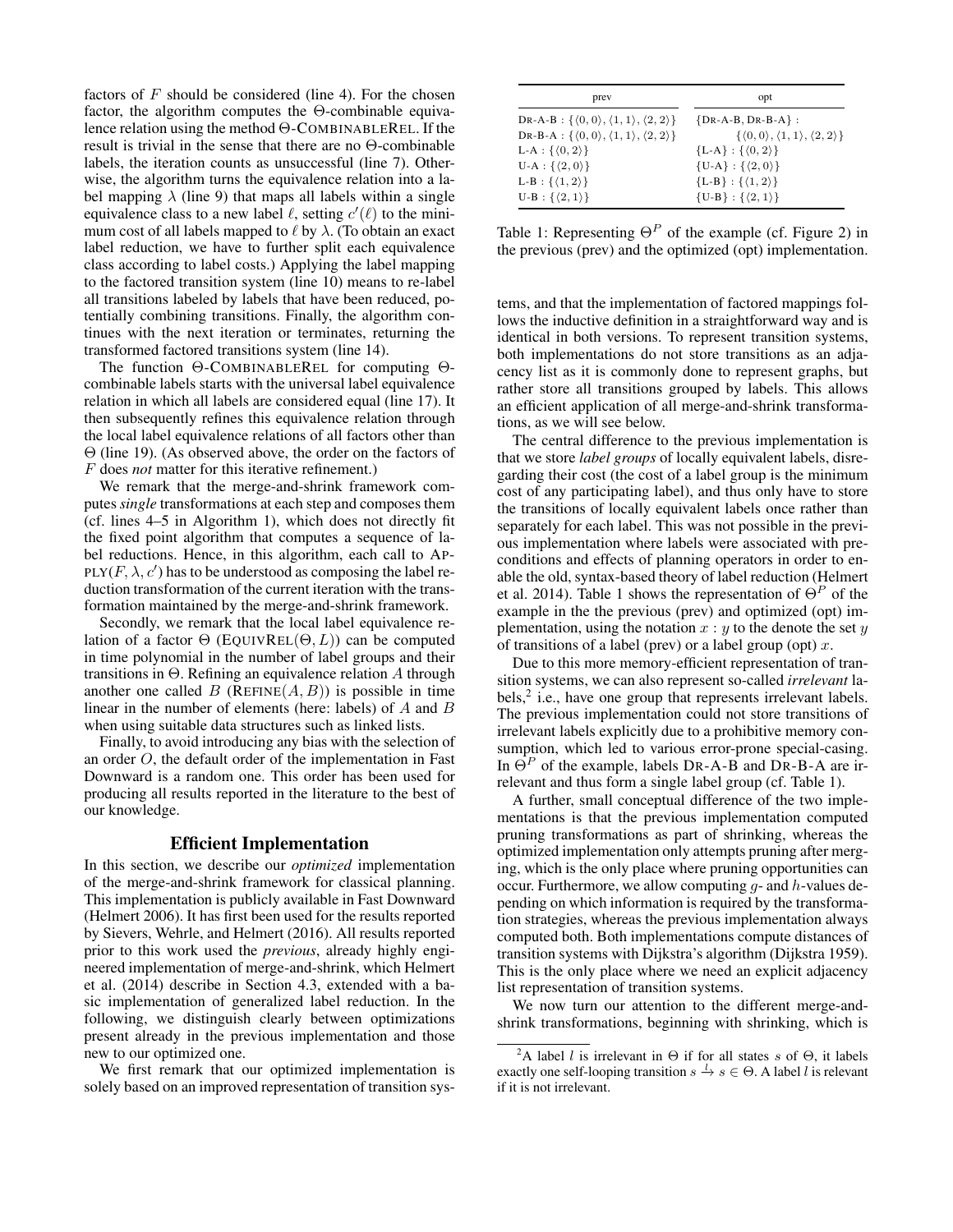factors of $F$ should be considered (line 4). For the chosen factor, the algorithm computes the $\Theta$-combinable equivalence relation using the method $\Theta$-COMBINABLEREL. If the result is trivial in the sense that there are no $\Theta$-combinable labels, the iteration counts as unsuccessful (line 7). Otherwise, the algorithm turns the equivalence relation into a label mapping $\lambda$ (line 9) that maps all labels within a single equivalence class to a new label $\ell$, setting $c'(\ell)$ to the minimum cost of all labels mapped to $\ell$ by $\lambda$. (To obtain an exact label reduction, we have to further split each equivalence class according to label costs.) Applying the label mapping to the factored transition system (line 10) means to re-label all transitions labeled by labels that have been reduced, potentially combining transitions. Finally, the algorithm continues with the next iteration or terminates, returning the transformed factored transitions system (line 14).

The function $\Theta$-COMBINABLEREL for computing $\Theta$-combinable labels starts with the universal label equivalence relation in which all labels are considered equal (line 17). It then subsequently refines this equivalence relation through the local label equivalence relations of all factors other than $\Theta$ (line 19). (As observed above, the order on the factors of $F$ does *not* matter for this iterative refinement.)

We remark that the merge-and-shrink framework computes *single* transformations at each step and composes them (cf. lines 4–5 in Algorithm 1), which does not directly fit the fixed point algorithm that computes a sequence of label reductions. Hence, in this algorithm, each call to APPLY$(F, \lambda, c')$ has to be understood as composing the label reduction transformation of the current iteration with the transformation maintained by the merge-and-shrink framework.

Secondly, we remark that the local label equivalence relation of a factor $\Theta$ (EQUIVREL$(\Theta, L)$) can be computed in time polynomial in the number of label groups and their transitions in $\Theta$. Refining an equivalence relation $A$ through another one called $B$ (REFINE$(A, B)$) is possible in time linear in the number of elements (here: labels) of $A$ and $B$ when using suitable data structures such as linked lists.

Finally, to avoid introducing any bias with the selection of an order $O$, the default order of the implementation in Fast Downward is a random one. This order has been used for producing all results reported in the literature to the best of our knowledge.

## Efficient Implementation

In this section, we describe our *optimized* implementation of the merge-and-shrink framework for classical planning. This implementation is publicly available in Fast Downward (Helmert 2006). It has first been used for the results reported by Sievers, Wehrle, and Helmert (2016). All results reported prior to this work used the *previous*, already highly engineered implementation of merge-and-shrink, which Helmert et al. (2014) describe in Section 4.3, extended with a basic implementation of generalized label reduction. In the following, we distinguish clearly between optimizations present already in the previous implementation and those new to our optimized one.

We first remark that our optimized implementation is solely based on an improved representation of transition systems, and that the implementation of factored mappings follows the inductive definition in a straightforward way and is identical in both versions. To represent transition systems, both implementations do not store transitions as an adjacency list as it is commonly done to represent graphs, but rather store all transitions grouped by labels. This allows an efficient application of all merge-and-shrink transformations, as we will see below.

| prev | opt |
|---|---|
| DR-A-B : $\{\langle 0,0\rangle, \langle 1,1\rangle, \langle 2,2\rangle\}$ | {DR-A-B, DR-B-A} : |
| DR-B-A : $\{\langle 0,0\rangle, \langle 1,1\rangle, \langle 2,2\rangle\}$ | $\{\langle 0,0\rangle, \langle 1,1\rangle, \langle 2,2\rangle\}$ |
| L-A : $\{\langle 0,2\rangle\}$ | {L-A} : $\{\langle 0,2\rangle\}$ |
| U-A : $\{\langle 2,0\rangle\}$ | {U-A} : $\{\langle 2,0\rangle\}$ |
| L-B : $\{\langle 1,2\rangle\}$ | {L-B} : $\{\langle 1,2\rangle\}$ |
| U-B : $\{\langle 2,1\rangle\}$ | {U-B} : $\{\langle 2,1\rangle\}$ |

Table 1: Representing $\Theta^P$ of the example (cf. Figure 2) in the previous (prev) and the optimized (opt) implementation.

The central difference to the previous implementation is that we store *label groups* of locally equivalent labels, disregarding their cost (the cost of a label group is the minimum cost of any participating label), and thus only have to store the transitions of locally equivalent labels once rather than separately for each label. This was not possible in the previous implementation where labels were associated with preconditions and effects of planning operators in order to enable the old, syntax-based theory of label reduction (Helmert et al. 2014). Table 1 shows the representation of $\Theta^P$ of the example in the the previous (prev) and optimized (opt) implementation, using the notation $x : y$ to the denote the set $y$ of transitions of a label (prev) or a label group (opt) $x$.

Due to this more memory-efficient representation of transition systems, we can also represent so-called *irrelevant* labels,[2] i.e., have one group that represents irrelevant labels. The previous implementation could not store transitions of irrelevant labels explicitly due to a prohibitive memory consumption, which led to various error-prone special-casing. In $\Theta^P$ of the example, labels DR-A-B and DR-B-A are irrelevant and thus form a single label group (cf. Table 1).

A further, small conceptual difference of the two implementations is that the previous implementation computed pruning transformations as part of shrinking, whereas the optimized implementation only attempts pruning after merging, which is the only place where pruning opportunities can occur. Furthermore, we allow computing $g$- and $h$-values depending on which information is required by the transformation strategies, whereas the previous implementation always computed both. Both implementations compute distances of transition systems with Dijkstra's algorithm (Dijkstra 1959). This is the only place where we need an explicit adjacency list representation of transition systems.

We now turn our attention to the different merge-and-shrink transformations, beginning with shrinking, which is

[2] A label $l$ is irrelevant in $\Theta$ if for all states $s$ of $\Theta$, it labels exactly one self-looping transition $s \xrightarrow{l} s \in \Theta$. A label $l$ is relevant if it is not irrelevant.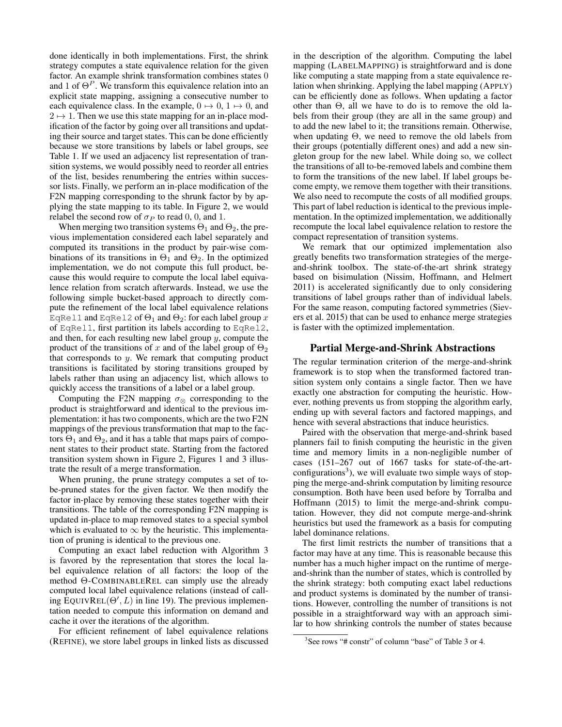done identically in both implementations. First, the shrink strategy computes a state equivalence relation for the given factor. An example shrink transformation combines states 0 and 1 of $\Theta^P$. We transform this equivalence relation into an explicit state mapping, assigning a consecutive number to each equivalence class. In the example, $0 \mapsto 0$, $1 \mapsto 0$, and $2 \mapsto 1$. Then we use this state mapping for an in-place modification of the factor by going over all transitions and updating their source and target states. This can be done efficiently because we store transitions by labels or label groups, see Table 1. If we used an adjacency list representation of transition systems, we would possibly need to reorder all entries of the list, besides renumbering the entries within successor lists. Finally, we perform an in-place modification of the F2N mapping corresponding to the shrunk factor by by applying the state mapping to its table. In Figure 2, we would relabel the second row of $\sigma_P$ to read 0, 0, and 1.

When merging two transition systems $\Theta_1$ and $\Theta_2$, the previous implementation considered each label separately and computed its transitions in the product by pair-wise combinations of its transitions in $\Theta_1$ and $\Theta_2$. In the optimized implementation, we do not compute this full product, because this would require to compute the local label equivalence relation from scratch afterwards. Instead, we use the following simple bucket-based approach to directly compute the refinement of the local label equivalence relations `EqRel1` and `EqRel2` of $\Theta_1$ and $\Theta_2$: for each label group $x$ of `EqRel1`, first partition its labels according to `EqRel2`, and then, for each resulting new label group $y$, compute the product of the transitions of $x$ and of the label group of $\Theta_2$ that corresponds to $y$. We remark that computing product transitions is facilitated by storing transitions grouped by labels rather than using an adjacency list, which allows to quickly access the transitions of a label or a label group.

Computing the F2N mapping $\sigma_\otimes$ corresponding to the product is straightforward and identical to the previous implementation: it has two components, which are the two F2N mappings of the previous transformation that map to the factors $\Theta_1$ and $\Theta_2$, and it has a table that maps pairs of component states to their product state. Starting from the factored transition system shown in Figure 2, Figures 1 and 3 illustrate the result of a merge transformation.

When pruning, the prune strategy computes a set of to-be-pruned states for the given factor. We then modify the factor in-place by removing these states together with their transitions. The table of the corresponding F2N mapping is updated in-place to map removed states to a special symbol which is evaluated to $\infty$ by the heuristic. This implementation of pruning is identical to the previous one.

Computing an exact label reduction with Algorithm 3 is favored by the representation that stores the local label equivalence relation of all factors: the loop of the method $\Theta$-COMBINABLEREL can simply use the already computed local label equivalence relations (instead of calling EQUIVREL$(\Theta', L)$ in line 19). The previous implementation needed to compute this information on demand and cache it over the iterations of the algorithm.

For efficient refinement of label equivalence relations (REFINE), we store label groups in linked lists as discussed in the description of the algorithm. Computing the label mapping (LABELMAPPING) is straightforward and is done like computing a state mapping from a state equivalence relation when shrinking. Applying the label mapping (APPLY) can be efficiently done as follows. When updating a factor other than $\Theta$, all we have to do is to remove the old labels from their group (they are all in the same group) and to add the new label to it; the transitions remain. Otherwise, when updating $\Theta$, we need to remove the old labels from their groups (potentially different ones) and add a new singleton group for the new label. While doing so, we collect the transitions of all to-be-removed labels and combine them to form the transitions of the new label. If label groups become empty, we remove them together with their transitions. We also need to recompute the costs of all modified groups. This part of label reduction is identical to the previous implementation. In the optimized implementation, we additionally recompute the local label equivalence relation to restore the compact representation of transition systems.

We remark that our optimized implementation also greatly benefits two transformation strategies of the merge-and-shrink toolbox. The state-of-the-art shrink strategy based on bisimulation (Nissim, Hoffmann, and Helmert 2011) is accelerated significantly due to only considering transitions of label groups rather than of individual labels. For the same reason, computing factored symmetries (Sievers et al. 2015) that can be used to enhance merge strategies is faster with the optimized implementation.

## Partial Merge-and-Shrink Abstractions

The regular termination criterion of the merge-and-shrink framework is to stop when the transformed factored transition system only contains a single factor. Then we have exactly one abstraction for computing the heuristic. However, nothing prevents us from stopping the algorithm early, ending up with several factors and factored mappings, and hence with several abstractions that induce heuristics.

Paired with the observation that merge-and-shrink based planners fail to finish computing the heuristic in the given time and memory limits in a non-negligible number of cases (151–267 out of 1667 tasks for state-of-the-art-configurations[3]), we will evaluate two simple ways of stopping the merge-and-shrink computation by limiting resource consumption. Both have been used before by Torralba and Hoffmann (2015) to limit the merge-and-shrink computation. However, they did not compute merge-and-shrink heuristics but used the framework as a basis for computing label dominance relations.

The first limit restricts the number of transitions that a factor may have at any time. This is reasonable because this number has a much higher impact on the runtime of merge-and-shrink than the number of states, which is controlled by the shrink strategy: both computing exact label reductions and product systems is dominated by the number of transitions. However, controlling the number of transitions is not possible in a straightforward way with an approach similar to how shrinking controls the number of states because

[3] See rows "# constr" of column "base" of Table 3 or 4.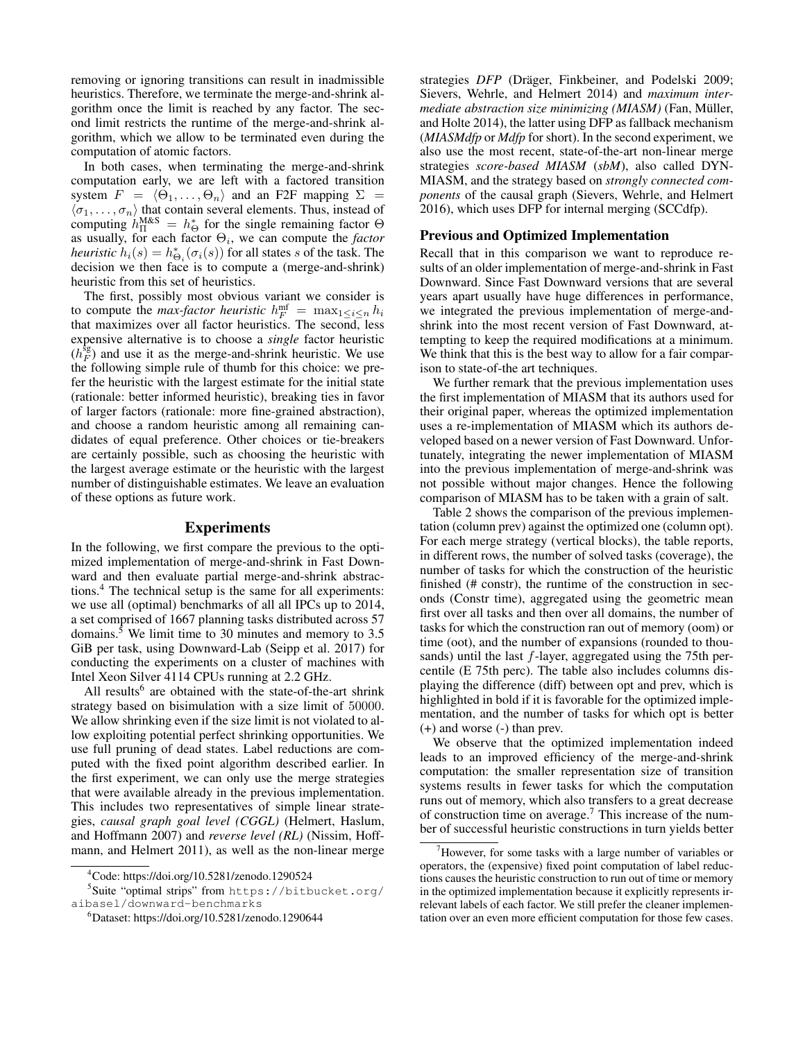removing or ignoring transitions can result in inadmissible heuristics. Therefore, we terminate the merge-and-shrink algorithm once the limit is reached by any factor. The second limit restricts the runtime of the merge-and-shrink algorithm, which we allow to be terminated even during the computation of atomic factors.

In both cases, when terminating the merge-and-shrink computation early, we are left with a factored transition system $F = \langle \Theta_1, \ldots, \Theta_n \rangle$ and an F2F mapping $\Sigma = \langle \sigma_1, \ldots, \sigma_n \rangle$ that contain several elements. Thus, instead of computing $h^{\text{M\&S}}_{\Pi} = h^*_{\Theta}$ for the single remaining factor $\Theta$ as usually, for each factor $\Theta_i$, we can compute the *factor heuristic* $h_i(s) = h^*_{\Theta_i}(\sigma_i(s))$ for all states $s$ of the task. The decision we then face is to compute a (merge-and-shrink) heuristic from this set of heuristics.

The first, possibly most obvious variant we consider is to compute the *max-factor heuristic* $h^{\text{mf}}_F = \max_{1 \leq i \leq n} h_i$ that maximizes over all factor heuristics. The second, less expensive alternative is to choose a *single* factor heuristic ($h^{\text{sg}}_F$) and use it as the merge-and-shrink heuristic. We use the following simple rule of thumb for this choice: we prefer the heuristic with the largest estimate for the initial state (rationale: better informed heuristic), breaking ties in favor of larger factors (rationale: more fine-grained abstraction), and choose a random heuristic among all remaining candidates of equal preference. Other choices or tie-breakers are certainly possible, such as choosing the heuristic with the largest average estimate or the heuristic with the largest number of distinguishable estimates. We leave an evaluation of these options as future work.

## Experiments

In the following, we first compare the previous to the optimized implementation of merge-and-shrink in Fast Downward and then evaluate partial merge-and-shrink abstractions.[4] The technical setup is the same for all experiments: we use all (optimal) benchmarks of all IPCs up to 2014, a set comprised of 1667 planning tasks distributed across 57 domains.[5] We limit time to 30 minutes and memory to 3.5 GiB per task, using Downward-Lab (Seipp et al. 2017) for conducting the experiments on a cluster of machines with Intel Xeon Silver 4114 CPUs running at 2.2 GHz.

All results[6] are obtained with the state-of-the-art shrink strategy based on bisimulation with a size limit of 50000. We allow shrinking even if the size limit is not violated to allow exploiting potential perfect shrinking opportunities. We use full pruning of dead states. Label reductions are computed with the fixed point algorithm described earlier. In the first experiment, we can only use the merge strategies that were available already in the previous implementation. This includes two representatives of simple linear strategies, *causal graph goal level (CGGL)* (Helmert, Haslum, and Hoffmann 2007) and *reverse level (RL)* (Nissim, Hoffmann, and Helmert 2011), as well as the non-linear merge strategies *DFP* (Dräger, Finkbeiner, and Podelski 2009; Sievers, Wehrle, and Helmert 2014) and *maximum intermediate abstraction size minimizing (MIASM)* (Fan, Müller, and Holte 2014), the latter using DFP as fallback mechanism (*MIASMdfp* or *Mdfp* for short). In the second experiment, we also use the most recent, state-of-the-art non-linear merge strategies *score-based MIASM* (*sbM*), also called DYN-MIASM, and the strategy based on *strongly connected components* of the causal graph (Sievers, Wehrle, and Helmert 2016), which uses DFP for internal merging (SCCdfp).

### Previous and Optimized Implementation

Recall that in this comparison we want to reproduce results of an older implementation of merge-and-shrink in Fast Downward. Since Fast Downward versions that are several years apart usually have huge differences in performance, we integrated the previous implementation of merge-and-shrink into the most recent version of Fast Downward, attempting to keep the required modifications at a minimum. We think that this is the best way to allow for a fair comparison to state-of-the art techniques.

We further remark that the previous implementation uses the first implementation of MIASM that its authors used for their original paper, whereas the optimized implementation uses a re-implementation of MIASM which its authors developed based on a newer version of Fast Downward. Unfortunately, integrating the newer implementation of MIASM into the previous implementation of merge-and-shrink was not possible without major changes. Hence the following comparison of MIASM has to be taken with a grain of salt.

Table 2 shows the comparison of the previous implementation (column prev) against the optimized one (column opt). For each merge strategy (vertical blocks), the table reports, in different rows, the number of solved tasks (coverage), the number of tasks for which the construction of the heuristic finished (# constr), the runtime of the construction in seconds (Constr time), aggregated using the geometric mean first over all tasks and then over all domains, the number of tasks for which the construction ran out of memory (oom) or time (oot), and the number of expansions (rounded to thousands) until the last $f$-layer, aggregated using the 75th percentile (E 75th perc). The table also includes columns displaying the difference (diff) between opt and prev, which is highlighted in bold if it is favorable for the optimized implementation, and the number of tasks for which opt is better (+) and worse (-) than prev.

We observe that the optimized implementation indeed leads to an improved efficiency of the merge-and-shrink computation: the smaller representation size of transition systems results in fewer tasks for which the computation runs out of memory, which also transfers to a great decrease of construction time on average.[7] This increase of the number of successful heuristic constructions in turn yields better

[4] Code: https://doi.org/10.5281/zenodo.1290524

[5] Suite "optimal strips" from https://bitbucket.org/aibasel/downward-benchmarks

[6] Dataset: https://doi.org/10.5281/zenodo.1290644

[7] However, for some tasks with a large number of variables or operators, the (expensive) fixed point computation of label reductions causes the heuristic construction to run out of time or memory in the optimized implementation because it explicitly represents irrelevant labels of each factor. We still prefer the cleaner implementation over an even more efficient computation for those few cases.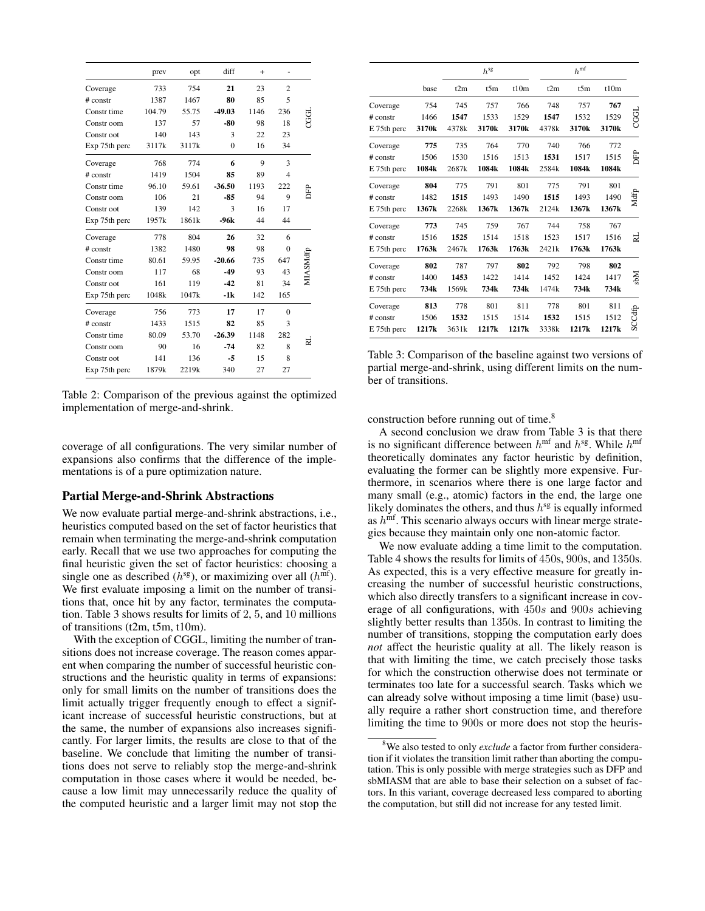| | prev | opt | diff | + | - | |
|---|---|---|---|---|---|---|
| Coverage | 733 | 754 | **21** | 23 | 2 | CGGL |
| # constr | 1387 | 1467 | **80** | 85 | 5 | |
| Constr time | 104.79 | 55.75 | **-49.03** | 1146 | 236 | |
| Constr oom | 137 | 57 | **-80** | 98 | 18 | |
| Constr oot | 140 | 143 | 3 | 22 | 23 | |
| Exp 75th perc | 3117k | 3117k | 0 | 16 | 34 | |
| Coverage | 768 | 774 | **6** | 9 | 3 | DFP |
| # constr | 1419 | 1504 | **85** | 89 | 4 | |
| Constr time | 96.10 | 59.61 | **-36.50** | 1193 | 222 | |
| Constr oom | 106 | 21 | **-85** | 94 | 9 | |
| Constr oot | 139 | 142 | 3 | 16 | 17 | |
| Exp 75th perc | 1957k | 1861k | **-96k** | 44 | 44 | |
| Coverage | 778 | 804 | **26** | 32 | 6 | MIASMdfp |
| # constr | 1382 | 1480 | **98** | 98 | 0 | |
| Constr time | 80.61 | 59.95 | **-20.66** | 735 | 647 | |
| Constr oom | 117 | 68 | **-49** | 93 | 43 | |
| Constr oot | 161 | 119 | **-42** | 81 | 34 | |
| Exp 75th perc | 1048k | 1047k | **-1k** | 142 | 165 | |
| Coverage | 756 | 773 | **17** | 17 | 0 | RL |
| # constr | 1433 | 1515 | **82** | 85 | 3 | |
| Constr time | 80.09 | 53.70 | **-26.39** | 1148 | 282 | |
| Constr oom | 90 | 16 | **-74** | 82 | 8 | |
| Constr oot | 141 | 136 | **-5** | 15 | 8 | |
| Exp 75th perc | 1879k | 2219k | 340 | 27 | 27 | |

Table 2: Comparison of the previous against the optimized implementation of merge-and-shrink.

coverage of all configurations. The very similar number of expansions also confirms that the difference of the implementations is of a pure optimization nature.

## Partial Merge-and-Shrink Abstractions

We now evaluate partial merge-and-shrink abstractions, i.e., heuristics computed based on the set of factor heuristics that remain when terminating the merge-and-shrink computation early. Recall that we use two approaches for computing the final heuristic given the set of factor heuristics: choosing a single one as described ($h^{\text{sg}}$), or maximizing over all ($h^{\text{mf}}$). We first evaluate imposing a limit on the number of transitions that, once hit by any factor, terminates the computation. Table 3 shows results for limits of 2, 5, and 10 millions of transitions (t2m, t5m, t10m).

With the exception of CGGL, limiting the number of transitions does not increase coverage. The reason comes apparent when comparing the number of successful heuristic constructions and the heuristic quality in terms of expansions: only for small limits on the number of transitions does the limit actually trigger frequently enough to effect a significant increase of successful heuristic constructions, but at the same, the number of expansions also increases significantly. For larger limits, the results are close to that of the baseline. We conclude that limiting the number of transitions does not serve to reliably stop the merge-and-shrink computation in those cases where it would be needed, because a low limit may unnecessarily reduce the quality of the computed heuristic and a larger limit may not stop the

| | | $h^{\text{sg}}$ | | | $h^{\text{mf}}$ | | | |
|---|---|---|---|---|---|---|---|---|
| | base | t2m | t5m | t10m | t2m | t5m | t10m | |
| Coverage | 754 | 745 | 757 | 766 | 748 | 757 | **767** | CGGL |
| # constr | 1466 | **1547** | 1533 | 1529 | **1547** | 1532 | 1529 | |
| E 75th perc | **3170k** | 4378k | **3170k** | **3170k** | 4378k | **3170k** | **3170k** | |
| Coverage | **775** | 735 | 764 | 770 | 740 | 766 | 772 | DFP |
| # constr | 1506 | 1530 | 1516 | 1513 | **1531** | 1517 | 1515 | |
| E 75th perc | **1084k** | 2687k | **1084k** | **1084k** | 2584k | **1084k** | **1084k** | |
| Coverage | **804** | 775 | 791 | 801 | 775 | 791 | 801 | Mdfp |
| # constr | 1482 | **1515** | 1493 | 1490 | **1515** | 1493 | 1490 | |
| E 75th perc | **1367k** | 2268k | **1367k** | **1367k** | 2124k | **1367k** | **1367k** | |
| Coverage | **773** | 745 | 759 | 767 | 744 | 758 | 767 | RL |
| # constr | 1516 | **1525** | 1514 | 1518 | 1523 | 1517 | 1516 | |
| E 75th perc | **1763k** | 2467k | **1763k** | **1763k** | 2421k | **1763k** | **1763k** | |
| Coverage | **802** | 787 | 797 | **802** | 792 | 798 | **802** | sbM |
| # constr | 1400 | **1453** | 1422 | 1414 | 1452 | 1424 | 1417 | |
| E 75th perc | **734k** | 1569k | **734k** | **734k** | 1474k | **734k** | **734k** | |
| Coverage | **813** | 778 | 801 | 811 | 778 | 801 | 811 | SCCdfp |
| # constr | 1506 | **1532** | 1515 | 1514 | **1532** | 1515 | 1512 | |
| E 75th perc | **1217k** | 3631k | **1217k** | **1217k** | 3338k | **1217k** | **1217k** | |

Table 3: Comparison of the baseline against two versions of partial merge-and-shrink, using different limits on the number of transitions.

construction before running out of time.[8]

A second conclusion we draw from Table 3 is that there is no significant difference between $h^{\text{mf}}$ and $h^{\text{sg}}$. While $h^{\text{mf}}$ theoretically dominates any factor heuristic by definition, evaluating the former can be slightly more expensive. Furthermore, in scenarios where there is one large factor and many small (e.g., atomic) factors in the end, the large one likely dominates the others, and thus $h^{\text{sg}}$ is equally informed as $h^{\text{mf}}$. This scenario always occurs with linear merge strategies because they maintain only one non-atomic factor.

We now evaluate adding a time limit to the computation. Table 4 shows the results for limits of 450s, 900s, and 1350s. As expected, this is a very effective measure for greatly increasing the number of successful heuristic constructions, which also directly transfers to a significant increase in coverage of all configurations, with $450s$ and $900s$ achieving slightly better results than 1350s. In contrast to limiting the number of transitions, stopping the computation early does *not* affect the heuristic quality at all. The likely reason is that with limiting the time, we catch precisely those tasks for which the construction otherwise does not terminate or terminates too late for a successful search. Tasks which we can already solve without imposing a time limit (base) usually require a rather short construction time, and therefore limiting the time to 900s or more does not stop the heuris-

[8] We also tested to only *exclude* a factor from further consideration if it violates the transition limit rather than aborting the computation. This is only possible with merge strategies such as DFP and sbMIASM that are able to base their selection on a subset of factors. In this variant, coverage decreased less compared to aborting the computation, but still did not increase for any tested limit.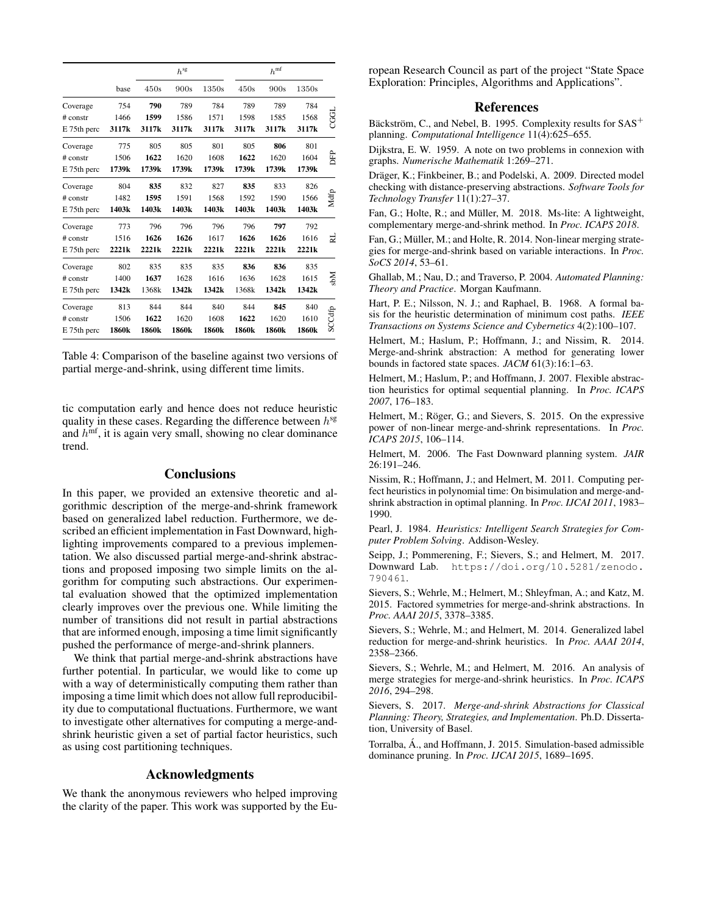| | | $h^{\text{sg}}$ | | | $h^{\text{mf}}$ | | | |
|---|---|---|---|---|---|---|---|---|
| | base | 450s | 900s | 1350s | 450s | 900s | 1350s | |
| Coverage | 754 | **790** | 789 | 784 | 789 | 789 | 784 | CGGL |
| # constr | 1466 | **1599** | 1586 | 1571 | 1598 | 1585 | 1568 | |
| E 75th perc | **3117k** | **3117k** | **3117k** | **3117k** | **3117k** | **3117k** | **3117k** | |
| Coverage | 775 | 805 | 805 | 801 | 805 | **806** | 801 | DFP |
| # constr | 1506 | **1622** | 1620 | 1608 | **1622** | 1620 | 1604 | |
| E 75th perc | **1739k** | **1739k** | **1739k** | **1739k** | **1739k** | **1739k** | **1739k** | |
| Coverage | 804 | **835** | 832 | 827 | **835** | 833 | 826 | Mdfp |
| # constr | 1482 | **1595** | 1591 | 1568 | 1592 | 1590 | 1566 | |
| E 75th perc | **1403k** | **1403k** | **1403k** | **1403k** | **1403k** | **1403k** | **1403k** | |
| Coverage | 773 | 796 | 796 | 796 | 796 | **797** | 792 | RL |
| # constr | 1516 | **1626** | **1626** | 1617 | **1626** | **1626** | 1616 | |
| E 75th perc | **2221k** | **2221k** | **2221k** | **2221k** | **2221k** | **2221k** | **2221k** | |
| Coverage | 802 | 835 | 835 | 835 | **836** | **836** | 835 | sbM |
| # constr | 1400 | **1637** | 1628 | 1616 | 1636 | 1628 | 1615 | |
| E 75th perc | **1342k** | 1368k | **1342k** | **1342k** | 1368k | **1342k** | **1342k** | |
| Coverage | 813 | 844 | 844 | 840 | 844 | **845** | 840 | SCCdfp |
| # constr | 1506 | **1622** | 1620 | 1608 | **1622** | 1620 | 1610 | |
| E 75th perc | **1860k** | **1860k** | **1860k** | **1860k** | **1860k** | **1860k** | **1860k** | |

Table 4: Comparison of the baseline against two versions of partial merge-and-shrink, using different time limits.

tic computation early and hence does not reduce heuristic quality in these cases. Regarding the difference between $h^{\text{sg}}$ and $h^{\text{mf}}$, it is again very small, showing no clear dominance trend.

## Conclusions

In this paper, we provided an extensive theoretic and algorithmic description of the merge-and-shrink framework based on generalized label reduction. Furthermore, we described an efficient implementation in Fast Downward, highlighting improvements compared to a previous implementation. We also discussed partial merge-and-shrink abstractions and proposed imposing two simple limits on the algorithm for computing such abstractions. Our experimental evaluation showed that the optimized implementation clearly improves over the previous one. While limiting the number of transitions did not result in partial abstractions that are informed enough, imposing a time limit significantly pushed the performance of merge-and-shrink planners.

We think that partial merge-and-shrink abstractions have further potential. In particular, we would like to come up with a way of deterministically computing them rather than imposing a time limit which does not allow full reproducibility due to computational fluctuations. Furthermore, we want to investigate other alternatives for computing a merge-and-shrink heuristic given a set of partial factor heuristics, such as using cost partitioning techniques.

## Acknowledgments

We thank the anonymous reviewers who helped improving the clarity of the paper. This work was supported by the European Research Council as part of the project "State Space Exploration: Principles, Algorithms and Applications".

## References

Bäckström, C., and Nebel, B. 1995. Complexity results for SAS$^+$ planning. *Computational Intelligence* 11(4):625–655.

Dijkstra, E. W. 1959. A note on two problems in connexion with graphs. *Numerische Mathematik* 1:269–271.

Dräger, K.; Finkbeiner, B.; and Podelski, A. 2009. Directed model checking with distance-preserving abstractions. *Software Tools for Technology Transfer* 11(1):27–37.

Fan, G.; Holte, R.; and Müller, M. 2018. Ms-lite: A lightweight, complementary merge-and-shrink method. In *Proc. ICAPS 2018*.

Fan, G.; Müller, M.; and Holte, R. 2014. Non-linear merging strategies for merge-and-shrink based on variable interactions. In *Proc. SoCS 2014*, 53–61.

Ghallab, M.; Nau, D.; and Traverso, P. 2004. *Automated Planning: Theory and Practice*. Morgan Kaufmann.

Hart, P. E.; Nilsson, N. J.; and Raphael, B. 1968. A formal basis for the heuristic determination of minimum cost paths. *IEEE Transactions on Systems Science and Cybernetics* 4(2):100–107.

Helmert, M.; Haslum, P.; Hoffmann, J.; and Nissim, R. 2014. Merge-and-shrink abstraction: A method for generating lower bounds in factored state spaces. *JACM* 61(3):16:1–63.

Helmert, M.; Haslum, P.; and Hoffmann, J. 2007. Flexible abstraction heuristics for optimal sequential planning. In *Proc. ICAPS 2007*, 176–183.

Helmert, M.; Röger, G.; and Sievers, S. 2015. On the expressive power of non-linear merge-and-shrink representations. In *Proc. ICAPS 2015*, 106–114.

Helmert, M. 2006. The Fast Downward planning system. *JAIR* 26:191–246.

Nissim, R.; Hoffmann, J.; and Helmert, M. 2011. Computing perfect heuristics in polynomial time: On bisimulation and merge-and-shrink abstraction in optimal planning. In *Proc. IJCAI 2011*, 1983–1990.

Pearl, J. 1984. *Heuristics: Intelligent Search Strategies for Computer Problem Solving*. Addison-Wesley.

Seipp, J.; Pommerening, F.; Sievers, S.; and Helmert, M. 2017. Downward Lab. `https://doi.org/10.5281/zenodo.790461`.

Sievers, S.; Wehrle, M.; Helmert, M.; Shleyfman, A.; and Katz, M. 2015. Factored symmetries for merge-and-shrink abstractions. In *Proc. AAAI 2015*, 3378–3385.

Sievers, S.; Wehrle, M.; and Helmert, M. 2014. Generalized label reduction for merge-and-shrink heuristics. In *Proc. AAAI 2014*, 2358–2366.

Sievers, S.; Wehrle, M.; and Helmert, M. 2016. An analysis of merge strategies for merge-and-shrink heuristics. In *Proc. ICAPS 2016*, 294–298.

Sievers, S. 2017. *Merge-and-shrink Abstractions for Classical Planning: Theory, Strategies, and Implementation*. Ph.D. Dissertation, University of Basel.

Torralba, Á., and Hoffmann, J. 2015. Simulation-based admissible dominance pruning. In *Proc. IJCAI 2015*, 1689–1695.